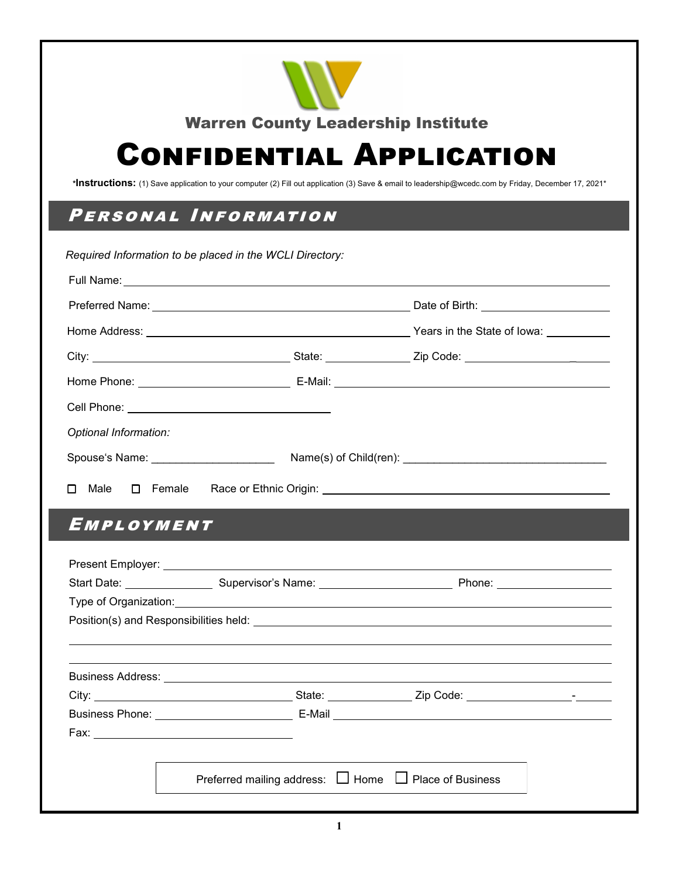Warren County Leadership Institute

# CONFIDENTIAL APPLICATION

\***Instructions:** (1) Save application to your computer (2) Fill out application (3) Save & email to leadership@wcedc.com by Friday, December 17, 2021\*

## *PERSONAL INFORMATION*

*Required Information to be placed in the WCLI Directory:*

Full Name: ______________________________

Preferred Name: ______________________________ Date of Birth: ______________

Home Address: ______________________________ Years in the State of Iowa: ________

City: ______________________ State: __________ Zip Code: ______________

Home Phone: __________________ E-Mail: ______________________________

Cell Phone: ______________________

*Optional Information:*

Spouse's Name: ___________________ Name(s) of Child(ren): ________________________________

☐ Male ☐ Female Race or Ethnic Origin: ______________________________

## *EMPLOYMENT*

Present Employer: ______________________________

Start Date: ____________ Supervisor's Name: ____________________ Phone: ________________

Type of Organization: ______________________________

Position(s) and Responsibilities held: ______________________________

______________________________

______________________________

Business Address: ______________________________

City: ______________________ State: __________ Zip Code: ______________-______

Business Phone: __________________ E-Mail ______________________________

Fax: ______________________

Preferred mailing address: ☐ Home ☐ Place of Business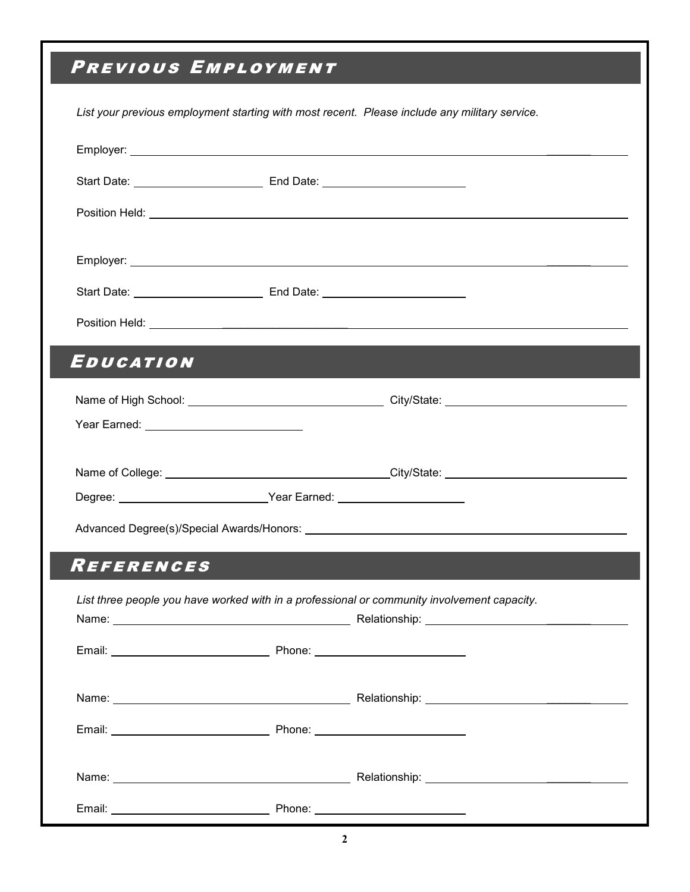## Previous Employment

*List your previous employment starting with most recent. Please include any military service.*

Employer: ______________________________________________

Start Date: ____________________ End Date: ____________________

Position Held: ______________________________________________

Employer: ______________________________________________

Start Date: ____________________ End Date: ____________________

Position Held: ______________________________________________

## Education

Name of High School: ____________________ City/State: ____________________

Year Earned: ____________________

Name of College: ____________________ City/State: ____________________

Degree: ____________________ Year Earned: ____________________

Advanced Degree(s)/Special Awards/Honors: ______________________________________________

## References

*List three people you have worked with in a professional or community involvement capacity.*

Name: ____________________ Relationship: ____________________

Email: ____________________ Phone: ____________________

Name: ____________________ Relationship: ____________________

Email: ____________________ Phone: ____________________

Name: ____________________ Relationship: ____________________

Email: ____________________ Phone: ____________________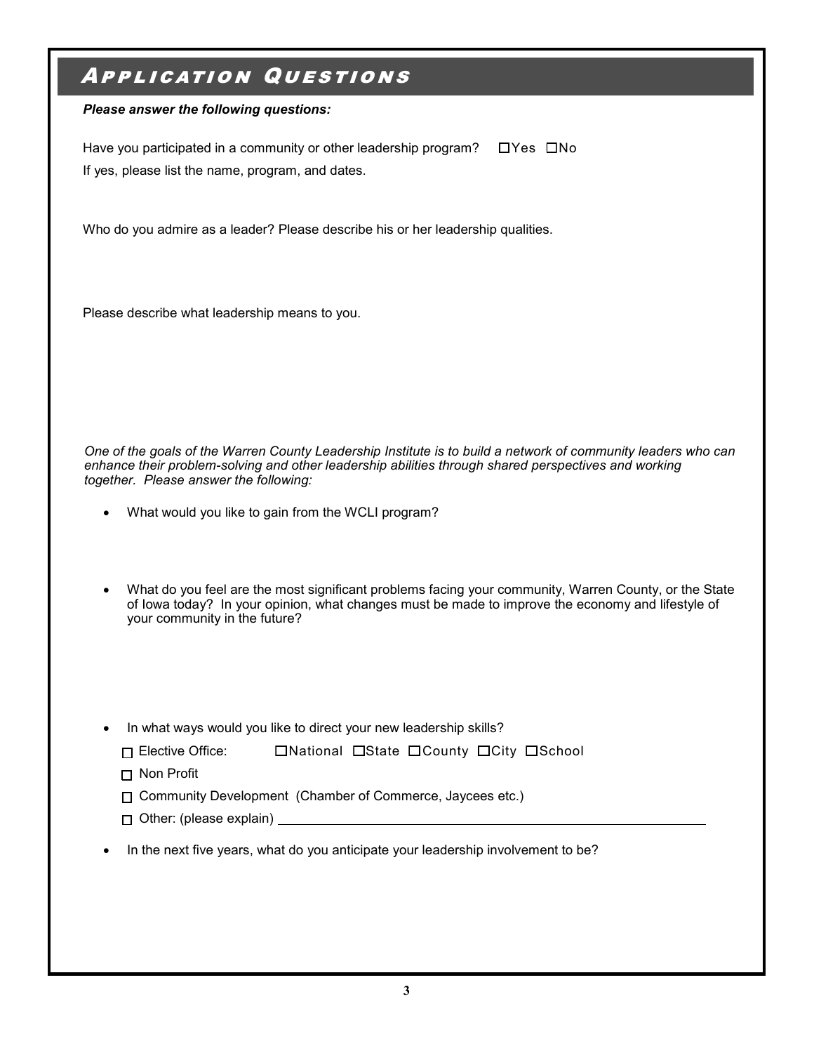## Application Questions

***Please answer the following questions:***

Have you participated in a community or other leadership program? ☐Yes ☐No

If yes, please list the name, program, and dates.

Who do you admire as a leader? Please describe his or her leadership qualities.

Please describe what leadership means to you.

*One of the goals of the Warren County Leadership Institute is to build a network of community leaders who can enhance their problem-solving and other leadership abilities through shared perspectives and working together. Please answer the following:*

- What would you like to gain from the WCLI program?

- What do you feel are the most significant problems facing your community, Warren County, or the State of Iowa today? In your opinion, what changes must be made to improve the economy and lifestyle of your community in the future?

- In what ways would you like to direct your new leadership skills?

  ☐ Elective Office: ☐National ☐State ☐County ☐City ☐School

  ☐ Non Profit

  ☐ Community Development (Chamber of Commerce, Jaycees etc.)

  ☐ Other: (please explain) ______________________________

- In the next five years, what do you anticipate your leadership involvement to be?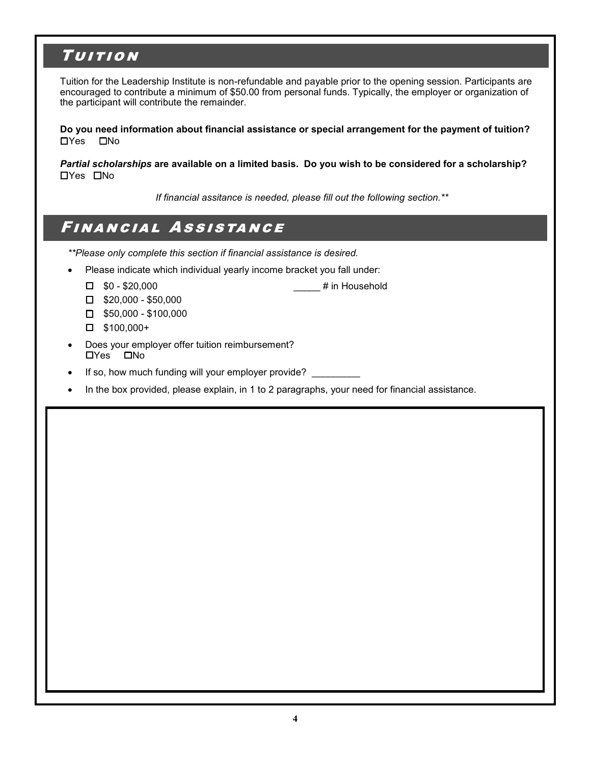## Tuition

Tuition for the Leadership Institute is non-refundable and payable prior to the opening session. Participants are encouraged to contribute a minimum of $50.00 from personal funds. Typically, the employer or organization of the participant will contribute the remainder.

**Do you need information about financial assistance or special arrangement for the payment of tuition?**
☐Yes ☐No

***Partial scholarships*** **are available on a limited basis. Do you wish to be considered for a scholarship?**
☐Yes ☐No

*If financial assitance is needed, please fill out the following section.***

## Financial Assistance

***Please only complete this section if financial assistance is desired.*

- Please indicate which individual yearly income bracket you fall under:
  - ☐ $0 - $20,000 _____ # in Household
  - ☐ $20,000 - $50,000
  - ☐ $50,000 - $100,000
  - ☐ $100,000+
- Does your employer offer tuition reimbursement?
  ☐Yes ☐No
- If so, how much funding will your employer provide? _________
- In the box provided, please explain, in 1 to 2 paragraphs, your need for financial assistance.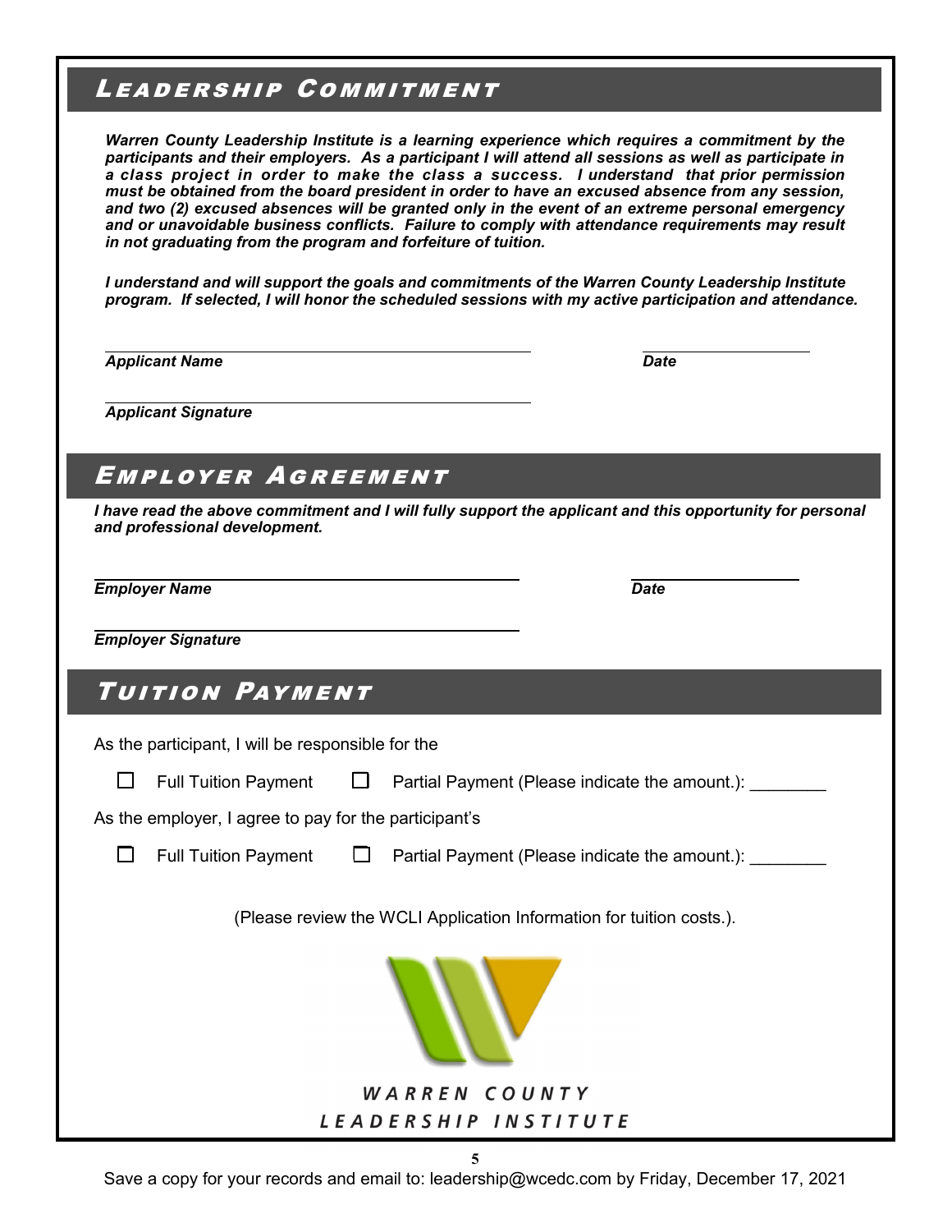## Leadership Commitment

***Warren County Leadership Institute is a learning experience which requires a commitment by the participants and their employers. As a participant I will attend all sessions as well as participate in a class project in order to make the class a success. I understand that prior permission must be obtained from the board president in order to have an excused absence from any session, and two (2) excused absences will be granted only in the event of an extreme personal emergency and or unavoidable business conflicts. Failure to comply with attendance requirements may result in not graduating from the program and forfeiture of tuition.***

***I understand and will support the goals and commitments of the Warren County Leadership Institute program. If selected, I will honor the scheduled sessions with my active participation and attendance.***

______________________________________________ ____________________

***Applicant Name*** ***Date***

______________________________________________

***Applicant Signature***

## Employer Agreement

***I have read the above commitment and I will fully support the applicant and this opportunity for personal and professional development.***

______________________________________________ ____________________

***Employer Name*** ***Date***

______________________________________________

***Employer Signature***

## Tuition Payment

As the participant, I will be responsible for the

☐ Full Tuition Payment ☐ Partial Payment (Please indicate the amount.): ________

As the employer, I agree to pay for the participant's

☐ Full Tuition Payment ☐ Partial Payment (Please indicate the amount.): ________

(Please review the WCLI Application Information for tuition costs.).

WARREN COUNTY
LEADERSHIP INSTITUTE

Save a copy for your records and email to: leadership@wcedc.com by Friday, December 17, 2021